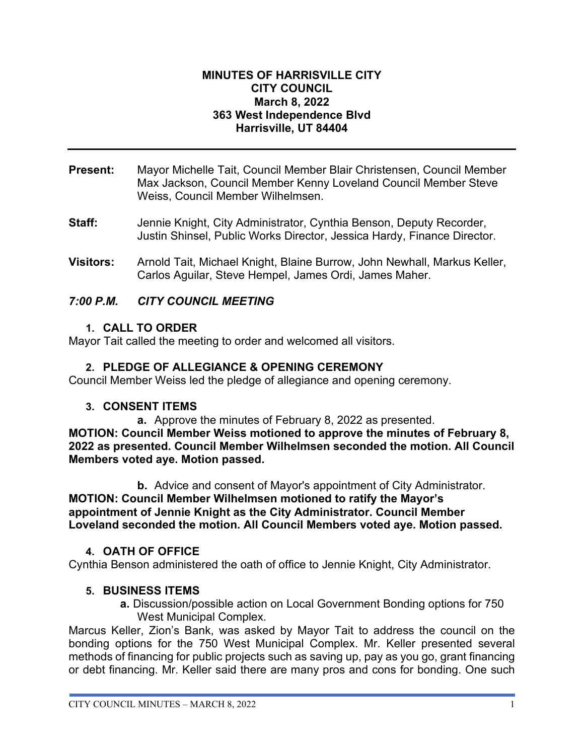**MINUTES OF HARRISVILLE CITY**
**CITY COUNCIL**
**March 8, 2022**
**363 West Independence Blvd**
**Harrisville, UT 84404**

---

**Present:** Mayor Michelle Tait, Council Member Blair Christensen, Council Member Max Jackson, Council Member Kenny Loveland Council Member Steve Weiss, Council Member Wilhelmsen.

**Staff:** Jennie Knight, City Administrator, Cynthia Benson, Deputy Recorder, Justin Shinsel, Public Works Director, Jessica Hardy, Finance Director.

**Visitors:** Arnold Tait, Michael Knight, Blaine Burrow, John Newhall, Markus Keller, Carlos Aguilar, Steve Hempel, James Ordi, James Maher.

***7:00 P.M. CITY COUNCIL MEETING***

1. **CALL TO ORDER**

Mayor Tait called the meeting to order and welcomed all visitors.

2. **PLEDGE OF ALLEGIANCE & OPENING CEREMONY**

Council Member Weiss led the pledge of allegiance and opening ceremony.

3. **CONSENT ITEMS**

**a.** Approve the minutes of February 8, 2022 as presented.

**MOTION: Council Member Weiss motioned to approve the minutes of February 8, 2022 as presented. Council Member Wilhelmsen seconded the motion. All Council Members voted aye. Motion passed.**

**b.** Advice and consent of Mayor's appointment of City Administrator.

**MOTION: Council Member Wilhelmsen motioned to ratify the Mayor's appointment of Jennie Knight as the City Administrator. Council Member Loveland seconded the motion. All Council Members voted aye. Motion passed.**

4. **OATH OF OFFICE**

Cynthia Benson administered the oath of office to Jennie Knight, City Administrator.

5. **BUSINESS ITEMS**

**a.** Discussion/possible action on Local Government Bonding options for 750 West Municipal Complex.

Marcus Keller, Zion's Bank, was asked by Mayor Tait to address the council on the bonding options for the 750 West Municipal Complex. Mr. Keller presented several methods of financing for public projects such as saving up, pay as you go, grant financing or debt financing. Mr. Keller said there are many pros and cons for bonding. One such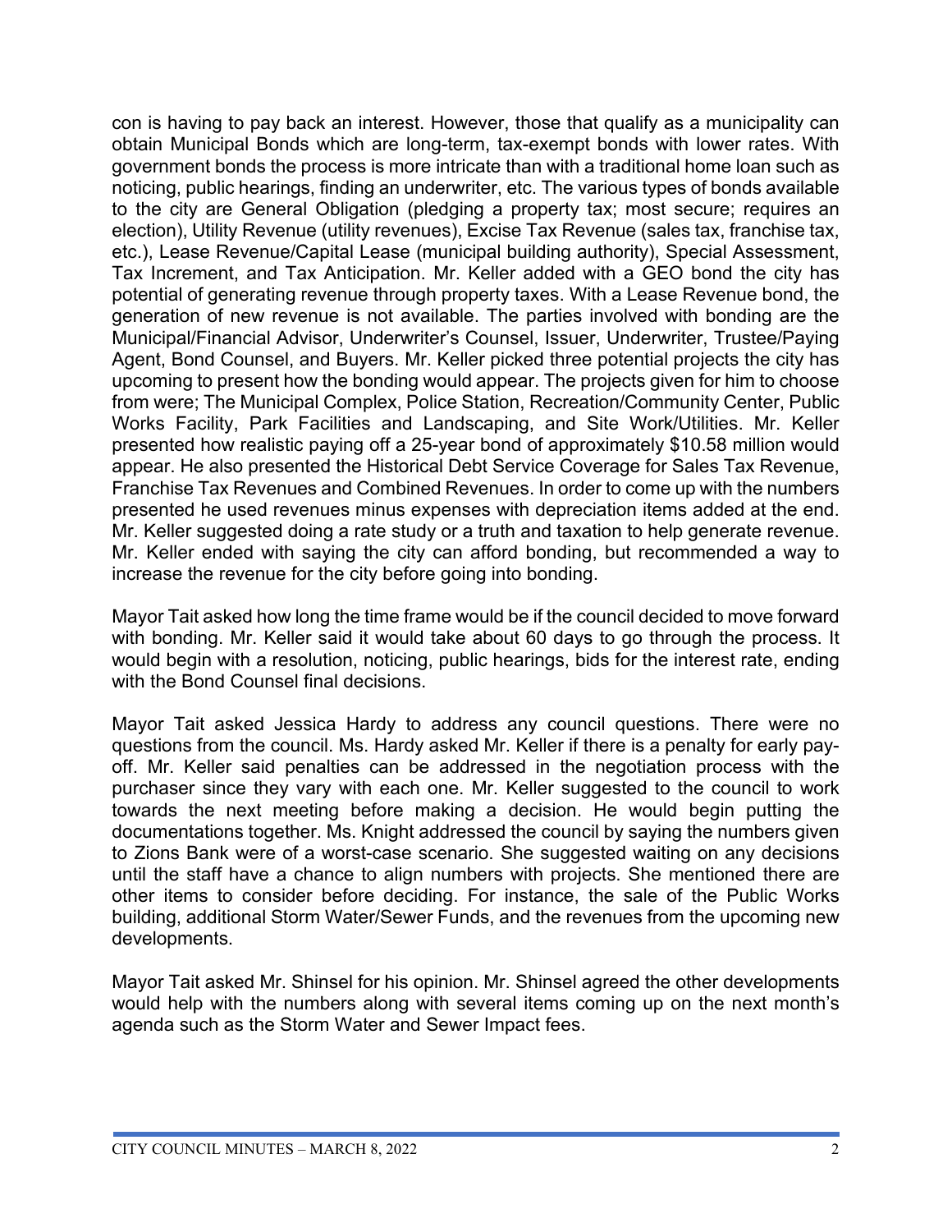con is having to pay back an interest. However, those that qualify as a municipality can obtain Municipal Bonds which are long-term, tax-exempt bonds with lower rates. With government bonds the process is more intricate than with a traditional home loan such as noticing, public hearings, finding an underwriter, etc. The various types of bonds available to the city are General Obligation (pledging a property tax; most secure; requires an election), Utility Revenue (utility revenues), Excise Tax Revenue (sales tax, franchise tax, etc.), Lease Revenue/Capital Lease (municipal building authority), Special Assessment, Tax Increment, and Tax Anticipation. Mr. Keller added with a GEO bond the city has potential of generating revenue through property taxes. With a Lease Revenue bond, the generation of new revenue is not available. The parties involved with bonding are the Municipal/Financial Advisor, Underwriter's Counsel, Issuer, Underwriter, Trustee/Paying Agent, Bond Counsel, and Buyers. Mr. Keller picked three potential projects the city has upcoming to present how the bonding would appear. The projects given for him to choose from were; The Municipal Complex, Police Station, Recreation/Community Center, Public Works Facility, Park Facilities and Landscaping, and Site Work/Utilities. Mr. Keller presented how realistic paying off a 25-year bond of approximately $10.58 million would appear. He also presented the Historical Debt Service Coverage for Sales Tax Revenue, Franchise Tax Revenues and Combined Revenues. In order to come up with the numbers presented he used revenues minus expenses with depreciation items added at the end. Mr. Keller suggested doing a rate study or a truth and taxation to help generate revenue. Mr. Keller ended with saying the city can afford bonding, but recommended a way to increase the revenue for the city before going into bonding.

Mayor Tait asked how long the time frame would be if the council decided to move forward with bonding. Mr. Keller said it would take about 60 days to go through the process. It would begin with a resolution, noticing, public hearings, bids for the interest rate, ending with the Bond Counsel final decisions.

Mayor Tait asked Jessica Hardy to address any council questions. There were no questions from the council. Ms. Hardy asked Mr. Keller if there is a penalty for early pay-off. Mr. Keller said penalties can be addressed in the negotiation process with the purchaser since they vary with each one. Mr. Keller suggested to the council to work towards the next meeting before making a decision. He would begin putting the documentations together. Ms. Knight addressed the council by saying the numbers given to Zions Bank were of a worst-case scenario. She suggested waiting on any decisions until the staff have a chance to align numbers with projects. She mentioned there are other items to consider before deciding. For instance, the sale of the Public Works building, additional Storm Water/Sewer Funds, and the revenues from the upcoming new developments.

Mayor Tait asked Mr. Shinsel for his opinion. Mr. Shinsel agreed the other developments would help with the numbers along with several items coming up on the next month's agenda such as the Storm Water and Sewer Impact fees.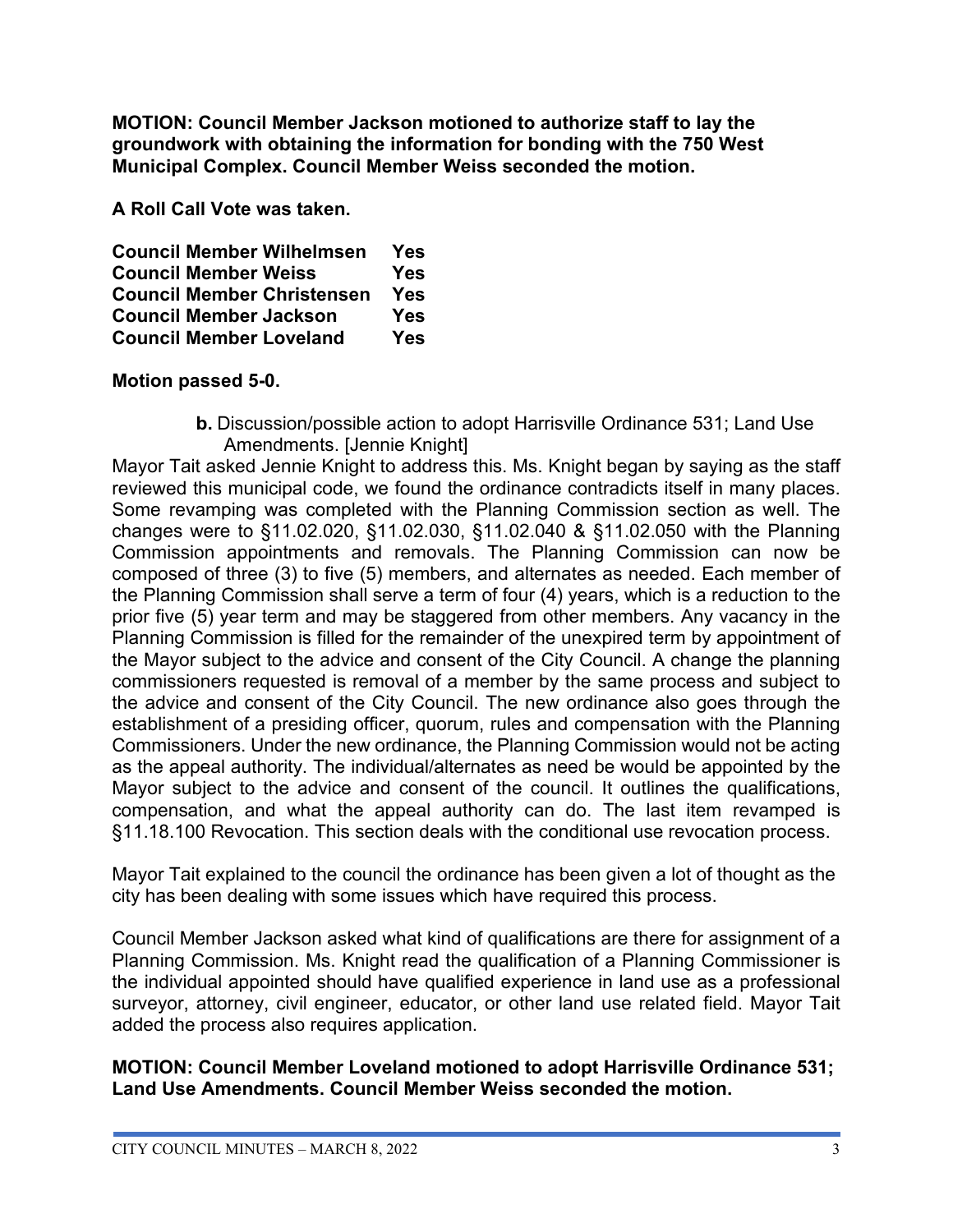**MOTION: Council Member Jackson motioned to authorize staff to lay the groundwork with obtaining the information for bonding with the 750 West Municipal Complex. Council Member Weiss seconded the motion.**

**A Roll Call Vote was taken.**

| | |
|---|---|
| **Council Member Wilhelmsen** | **Yes** |
| **Council Member Weiss** | **Yes** |
| **Council Member Christensen** | **Yes** |
| **Council Member Jackson** | **Yes** |
| **Council Member Loveland** | **Yes** |

**Motion passed 5-0.**

**b.** Discussion/possible action to adopt Harrisville Ordinance 531; Land Use Amendments. [Jennie Knight]

Mayor Tait asked Jennie Knight to address this. Ms. Knight began by saying as the staff reviewed this municipal code, we found the ordinance contradicts itself in many places. Some revamping was completed with the Planning Commission section as well. The changes were to §11.02.020, §11.02.030, §11.02.040 & §11.02.050 with the Planning Commission appointments and removals. The Planning Commission can now be composed of three (3) to five (5) members, and alternates as needed. Each member of the Planning Commission shall serve a term of four (4) years, which is a reduction to the prior five (5) year term and may be staggered from other members. Any vacancy in the Planning Commission is filled for the remainder of the unexpired term by appointment of the Mayor subject to the advice and consent of the City Council. A change the planning commissioners requested is removal of a member by the same process and subject to the advice and consent of the City Council. The new ordinance also goes through the establishment of a presiding officer, quorum, rules and compensation with the Planning Commissioners. Under the new ordinance, the Planning Commission would not be acting as the appeal authority. The individual/alternates as need be would be appointed by the Mayor subject to the advice and consent of the council. It outlines the qualifications, compensation, and what the appeal authority can do. The last item revamped is §11.18.100 Revocation. This section deals with the conditional use revocation process.

Mayor Tait explained to the council the ordinance has been given a lot of thought as the city has been dealing with some issues which have required this process.

Council Member Jackson asked what kind of qualifications are there for assignment of a Planning Commission. Ms. Knight read the qualification of a Planning Commissioner is the individual appointed should have qualified experience in land use as a professional surveyor, attorney, civil engineer, educator, or other land use related field. Mayor Tait added the process also requires application.

**MOTION: Council Member Loveland motioned to adopt Harrisville Ordinance 531; Land Use Amendments. Council Member Weiss seconded the motion.**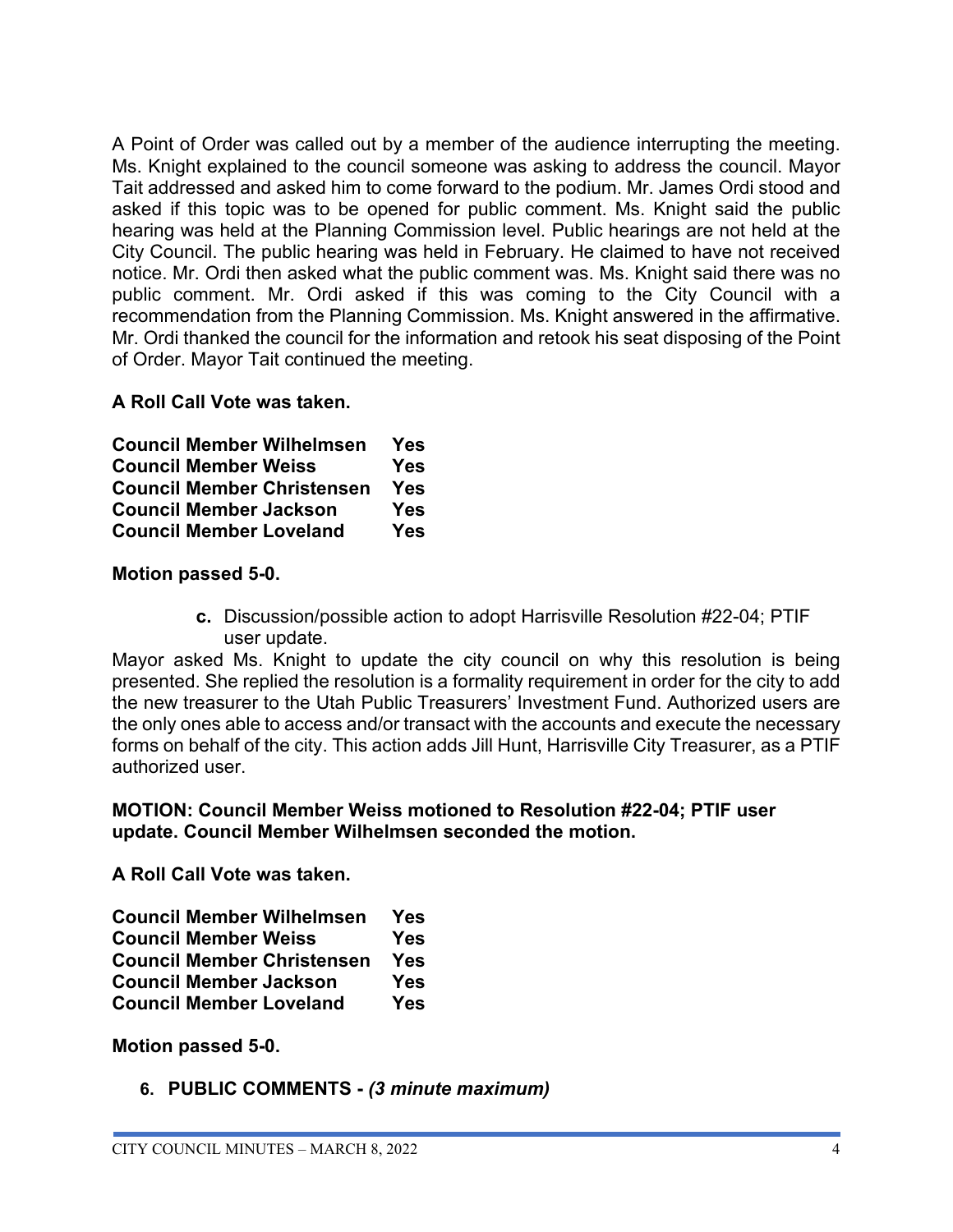A Point of Order was called out by a member of the audience interrupting the meeting. Ms. Knight explained to the council someone was asking to address the council. Mayor Tait addressed and asked him to come forward to the podium. Mr. James Ordi stood and asked if this topic was to be opened for public comment. Ms. Knight said the public hearing was held at the Planning Commission level. Public hearings are not held at the City Council. The public hearing was held in February. He claimed to have not received notice. Mr. Ordi then asked what the public comment was. Ms. Knight said there was no public comment. Mr. Ordi asked if this was coming to the City Council with a recommendation from the Planning Commission. Ms. Knight answered in the affirmative. Mr. Ordi thanked the council for the information and retook his seat disposing of the Point of Order. Mayor Tait continued the meeting.

**A Roll Call Vote was taken.**

| | |
|---|---|
| **Council Member Wilhelmsen** | **Yes** |
| **Council Member Weiss** | **Yes** |
| **Council Member Christensen** | **Yes** |
| **Council Member Jackson** | **Yes** |
| **Council Member Loveland** | **Yes** |

**Motion passed 5-0.**

**c.** Discussion/possible action to adopt Harrisville Resolution #22-04; PTIF user update.

Mayor asked Ms. Knight to update the city council on why this resolution is being presented. She replied the resolution is a formality requirement in order for the city to add the new treasurer to the Utah Public Treasurers' Investment Fund. Authorized users are the only ones able to access and/or transact with the accounts and execute the necessary forms on behalf of the city. This action adds Jill Hunt, Harrisville City Treasurer, as a PTIF authorized user.

**MOTION: Council Member Weiss motioned to Resolution #22-04; PTIF user update. Council Member Wilhelmsen seconded the motion.**

**A Roll Call Vote was taken.**

| | |
|---|---|
| **Council Member Wilhelmsen** | **Yes** |
| **Council Member Weiss** | **Yes** |
| **Council Member Christensen** | **Yes** |
| **Council Member Jackson** | **Yes** |
| **Council Member Loveland** | **Yes** |

**Motion passed 5-0.**

**6. PUBLIC COMMENTS -** ***(3 minute maximum)***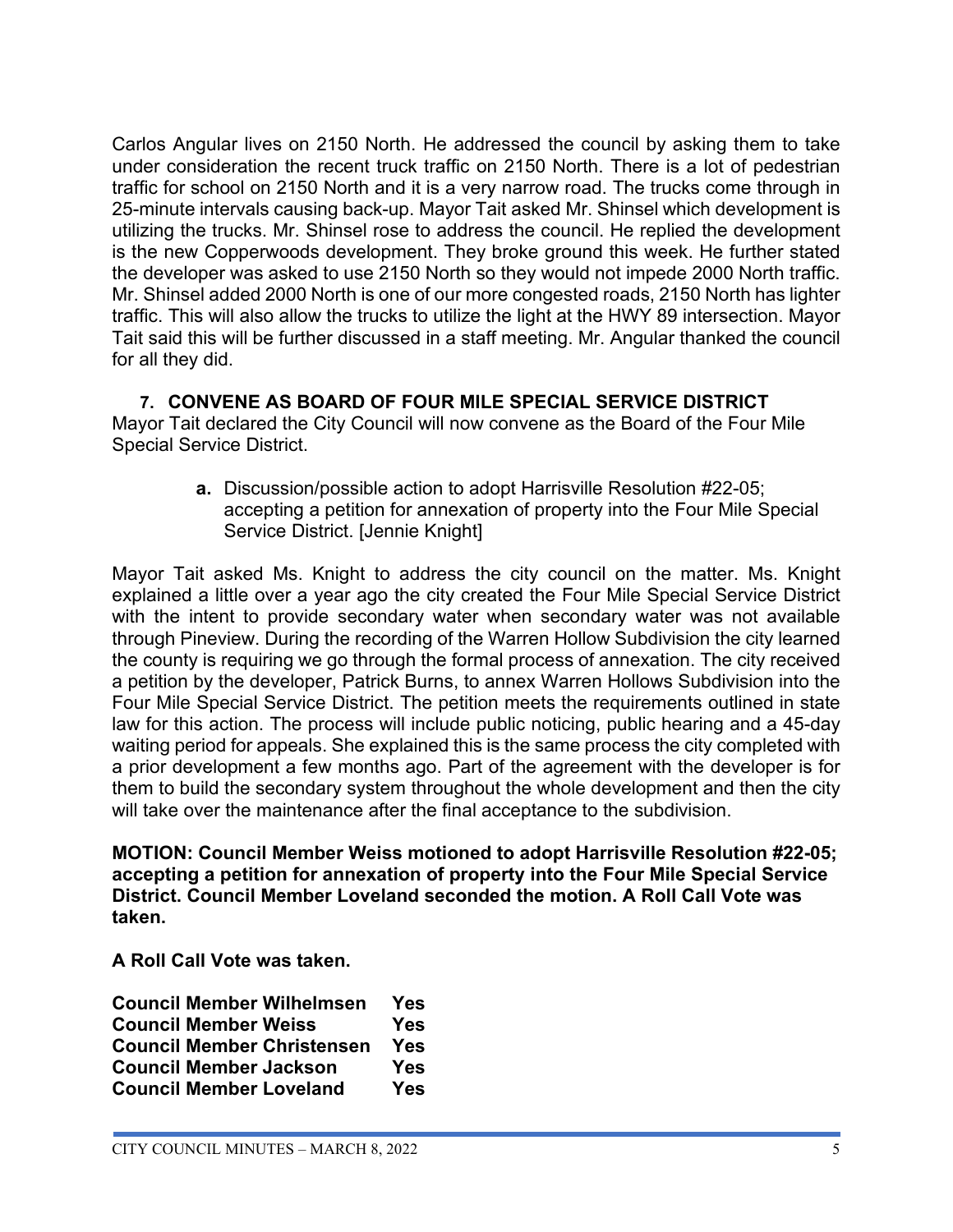Carlos Angular lives on 2150 North. He addressed the council by asking them to take under consideration the recent truck traffic on 2150 North. There is a lot of pedestrian traffic for school on 2150 North and it is a very narrow road. The trucks come through in 25-minute intervals causing back-up. Mayor Tait asked Mr. Shinsel which development is utilizing the trucks. Mr. Shinsel rose to address the council. He replied the development is the new Copperwoods development. They broke ground this week. He further stated the developer was asked to use 2150 North so they would not impede 2000 North traffic. Mr. Shinsel added 2000 North is one of our more congested roads, 2150 North has lighter traffic. This will also allow the trucks to utilize the light at the HWY 89 intersection. Mayor Tait said this will be further discussed in a staff meeting. Mr. Angular thanked the council for all they did.

## 7. CONVENE AS BOARD OF FOUR MILE SPECIAL SERVICE DISTRICT

Mayor Tait declared the City Council will now convene as the Board of the Four Mile Special Service District.

> **a.** Discussion/possible action to adopt Harrisville Resolution #22-05; accepting a petition for annexation of property into the Four Mile Special Service District. [Jennie Knight]

Mayor Tait asked Ms. Knight to address the city council on the matter. Ms. Knight explained a little over a year ago the city created the Four Mile Special Service District with the intent to provide secondary water when secondary water was not available through Pineview. During the recording of the Warren Hollow Subdivision the city learned the county is requiring we go through the formal process of annexation. The city received a petition by the developer, Patrick Burns, to annex Warren Hollows Subdivision into the Four Mile Special Service District. The petition meets the requirements outlined in state law for this action. The process will include public noticing, public hearing and a 45-day waiting period for appeals. She explained this is the same process the city completed with a prior development a few months ago. Part of the agreement with the developer is for them to build the secondary system throughout the whole development and then the city will take over the maintenance after the final acceptance to the subdivision.

**MOTION: Council Member Weiss motioned to adopt Harrisville Resolution #22-05; accepting a petition for annexation of property into the Four Mile Special Service District. Council Member Loveland seconded the motion. A Roll Call Vote was taken.**

**A Roll Call Vote was taken.**

| | |
|---|---|
| **Council Member Wilhelmsen** | **Yes** |
| **Council Member Weiss** | **Yes** |
| **Council Member Christensen** | **Yes** |
| **Council Member Jackson** | **Yes** |
| **Council Member Loveland** | **Yes** |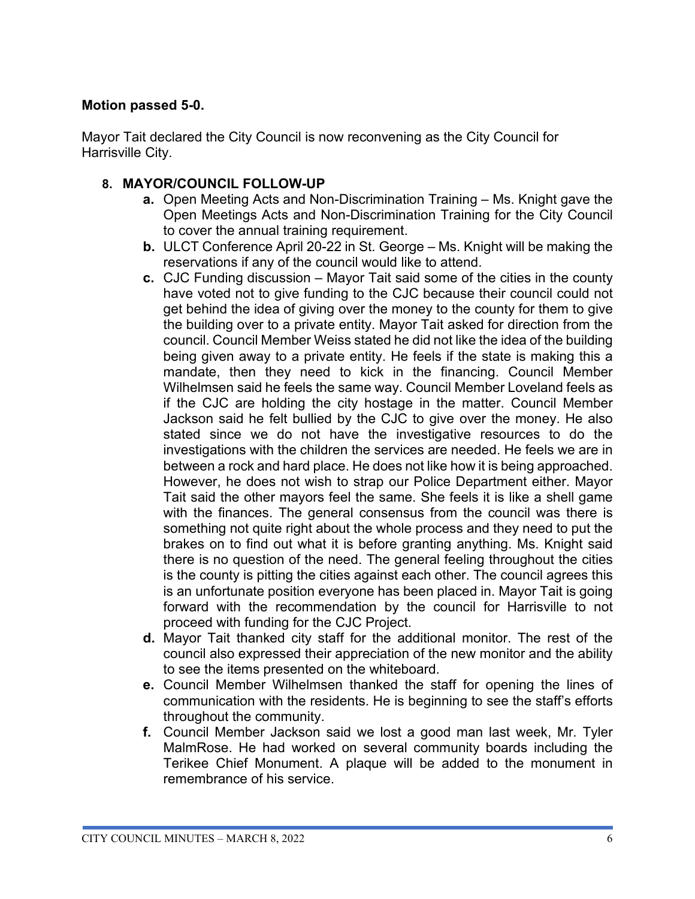**Motion passed 5-0.**

Mayor Tait declared the City Council is now reconvening as the City Council for Harrisville City.

8. **MAYOR/COUNCIL FOLLOW-UP**
   - **a.** Open Meeting Acts and Non-Discrimination Training – Ms. Knight gave the Open Meetings Acts and Non-Discrimination Training for the City Council to cover the annual training requirement.
   - **b.** ULCT Conference April 20-22 in St. George – Ms. Knight will be making the reservations if any of the council would like to attend.
   - **c.** CJC Funding discussion – Mayor Tait said some of the cities in the county have voted not to give funding to the CJC because their council could not get behind the idea of giving over the money to the county for them to give the building over to a private entity. Mayor Tait asked for direction from the council. Council Member Weiss stated he did not like the idea of the building being given away to a private entity. He feels if the state is making this a mandate, then they need to kick in the financing. Council Member Wilhelmsen said he feels the same way. Council Member Loveland feels as if the CJC are holding the city hostage in the matter. Council Member Jackson said he felt bullied by the CJC to give over the money. He also stated since we do not have the investigative resources to do the investigations with the children the services are needed. He feels we are in between a rock and hard place. He does not like how it is being approached. However, he does not wish to strap our Police Department either. Mayor Tait said the other mayors feel the same. She feels it is like a shell game with the finances. The general consensus from the council was there is something not quite right about the whole process and they need to put the brakes on to find out what it is before granting anything. Ms. Knight said there is no question of the need. The general feeling throughout the cities is the county is pitting the cities against each other. The council agrees this is an unfortunate position everyone has been placed in. Mayor Tait is going forward with the recommendation by the council for Harrisville to not proceed with funding for the CJC Project.
   - **d.** Mayor Tait thanked city staff for the additional monitor. The rest of the council also expressed their appreciation of the new monitor and the ability to see the items presented on the whiteboard.
   - **e.** Council Member Wilhelmsen thanked the staff for opening the lines of communication with the residents. He is beginning to see the staff's efforts throughout the community.
   - **f.** Council Member Jackson said we lost a good man last week, Mr. Tyler MalmRose. He had worked on several community boards including the Terikee Chief Monument. A plaque will be added to the monument in remembrance of his service.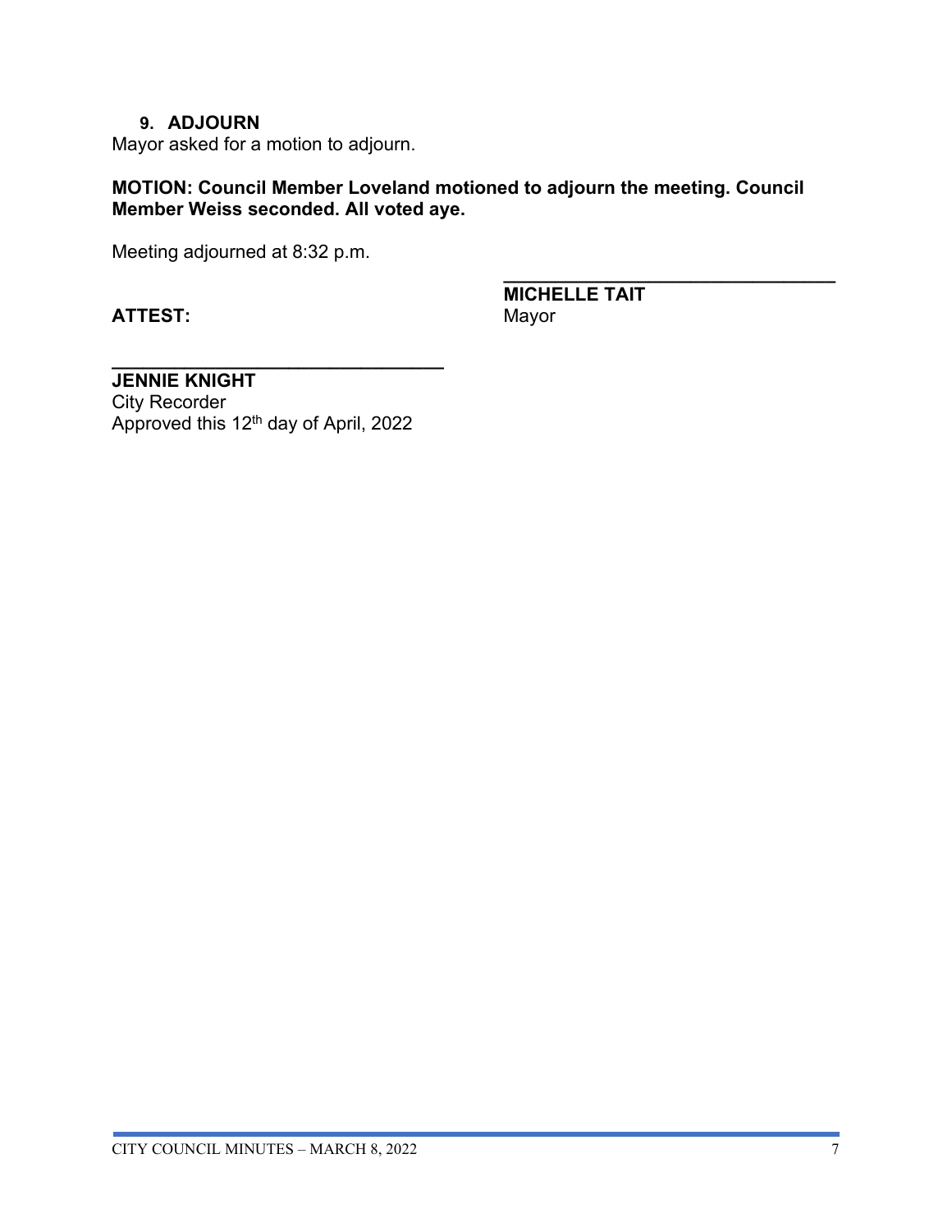### 9. ADJOURN

Mayor asked for a motion to adjourn.

**MOTION: Council Member Loveland motioned to adjourn the meeting. Council Member Weiss seconded. All voted aye.**

Meeting adjourned at 8:32 p.m.

\_\_\_\_\_\_\_\_\_\_\_\_\_\_\_\_\_\_\_\_\_\_\_\_\_\_\_\_\_\_\_\_\_

**MICHELLE TAIT**
Mayor

**ATTEST:**

\_\_\_\_\_\_\_\_\_\_\_\_\_\_\_\_\_\_\_\_\_\_\_\_\_\_\_\_\_\_\_\_\_

**JENNIE KNIGHT**
City Recorder
Approved this 12th day of April, 2022